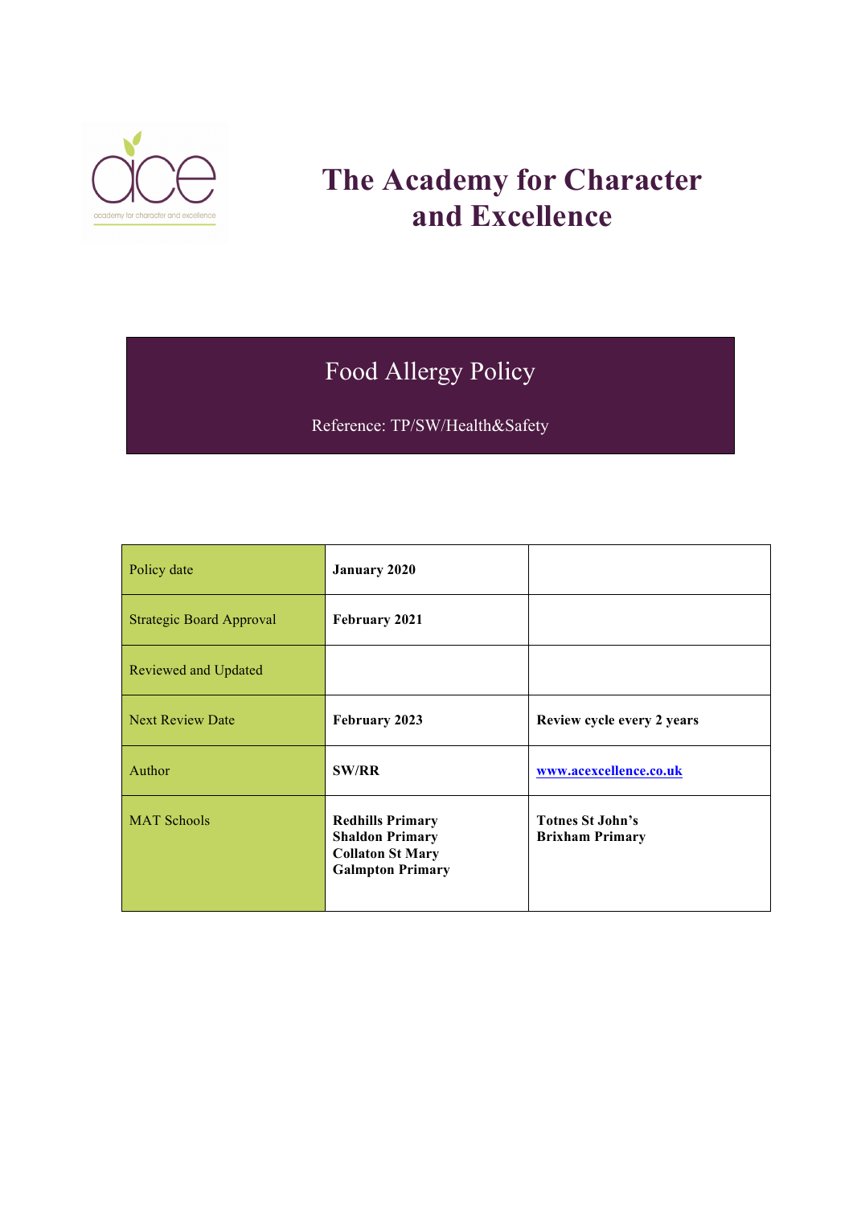# The Academy for Character and Excellence

## Food Allergy Policy

Reference: TP/SW/Health&Safety

| Policy date | **January 2020** | |
|---|---|---|
| Strategic Board Approval | **February 2021** | |
| Reviewed and Updated | | |
| Next Review Date | **February 2023** | **Review cycle every 2 years** |
| Author | **SW/RR** | **www.acexcellence.co.uk** |
| MAT Schools | **Redhills Primary**<br>**Shaldon Primary**<br>**Collaton St Mary**<br>**Galmpton Primary** | **Totnes St John's**<br>**Brixham Primary** |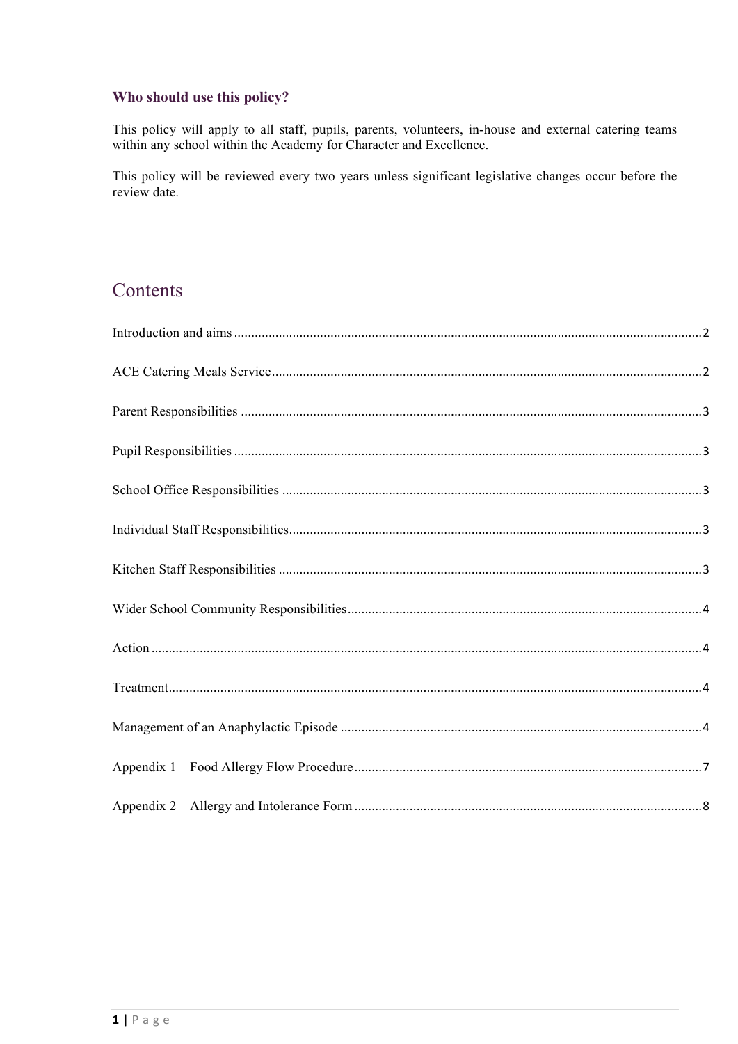## Who should use this policy?

This policy will apply to all staff, pupils, parents, volunteers, in-house and external catering teams within any school within the Academy for Character and Excellence.

This policy will be reviewed every two years unless significant legislative changes occur before the review date.

# Contents

Introduction and aims ........................................................................................................ 2

ACE Catering Meals Service ................................................................................................ 2

Parent Responsibilities ........................................................................................................ 3

Pupil Responsibilities .......................................................................................................... 3

School Office Responsibilities .............................................................................................. 3

Individual Staff Responsibilities ........................................................................................... 3

Kitchen Staff Responsibilities .............................................................................................. 3

Wider School Community Responsibilities ........................................................................... 4

Action .................................................................................................................................. 4

Treatment ............................................................................................................................ 4

Management of an Anaphylactic Episode ............................................................................ 4

Appendix 1 – Food Allergy Flow Procedure ......................................................................... 7

Appendix 2 – Allergy and Intolerance Form ........................................................................ 8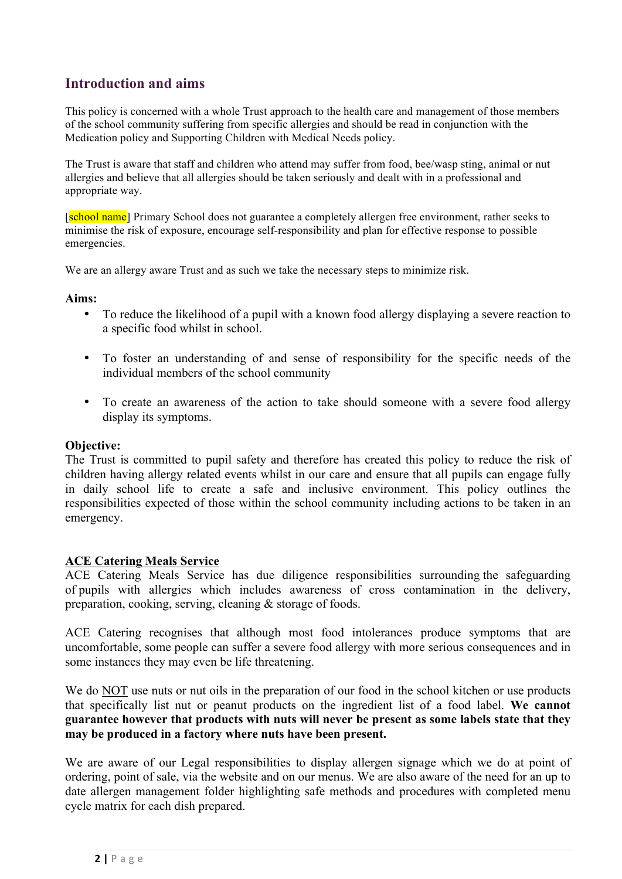## Introduction and aims

This policy is concerned with a whole Trust approach to the health care and management of those members of the school community suffering from specific allergies and should be read in conjunction with the Medication policy and Supporting Children with Medical Needs policy.

The Trust is aware that staff and children who attend may suffer from food, bee/wasp sting, animal or nut allergies and believe that all allergies should be taken seriously and dealt with in a professional and appropriate way.

[school name] Primary School does not guarantee a completely allergen free environment, rather seeks to minimise the risk of exposure, encourage self-responsibility and plan for effective response to possible emergencies.

We are an allergy aware Trust and as such we take the necessary steps to minimize risk.

**Aims:**

- To reduce the likelihood of a pupil with a known food allergy displaying a severe reaction to a specific food whilst in school.
- To foster an understanding of and sense of responsibility for the specific needs of the individual members of the school community
- To create an awareness of the action to take should someone with a severe food allergy display its symptoms.

**Objective:**
The Trust is committed to pupil safety and therefore has created this policy to reduce the risk of children having allergy related events whilst in our care and ensure that all pupils can engage fully in daily school life to create a safe and inclusive environment. This policy outlines the responsibilities expected of those within the school community including actions to be taken in an emergency.

**ACE Catering Meals Service**

ACE Catering Meals Service has due diligence responsibilities surrounding the safeguarding of pupils with allergies which includes awareness of cross contamination in the delivery, preparation, cooking, serving, cleaning & storage of foods.

ACE Catering recognises that although most food intolerances produce symptoms that are uncomfortable, some people can suffer a severe food allergy with more serious consequences and in some instances they may even be life threatening.

We do NOT use nuts or nut oils in the preparation of our food in the school kitchen or use products that specifically list nut or peanut products on the ingredient list of a food label. **We cannot guarantee however that products with nuts will never be present as some labels state that they may be produced in a factory where nuts have been present.**

We are aware of our Legal responsibilities to display allergen signage which we do at point of ordering, point of sale, via the website and on our menus. We are also aware of the need for an up to date allergen management folder highlighting safe methods and procedures with completed menu cycle matrix for each dish prepared.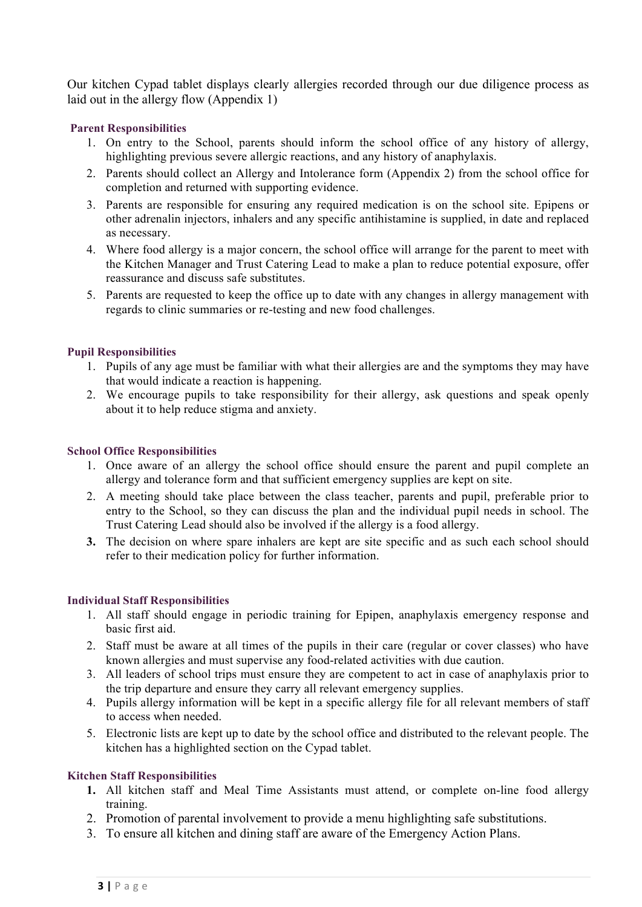Our kitchen Cypad tablet displays clearly allergies recorded through our due diligence process as laid out in the allergy flow (Appendix 1)

### Parent Responsibilities

1. On entry to the School, parents should inform the school office of any history of allergy, highlighting previous severe allergic reactions, and any history of anaphylaxis.
2. Parents should collect an Allergy and Intolerance form (Appendix 2) from the school office for completion and returned with supporting evidence.
3. Parents are responsible for ensuring any required medication is on the school site. Epipens or other adrenalin injectors, inhalers and any specific antihistamine is supplied, in date and replaced as necessary.
4. Where food allergy is a major concern, the school office will arrange for the parent to meet with the Kitchen Manager and Trust Catering Lead to make a plan to reduce potential exposure, offer reassurance and discuss safe substitutes.
5. Parents are requested to keep the office up to date with any changes in allergy management with regards to clinic summaries or re-testing and new food challenges.

### Pupil Responsibilities

1. Pupils of any age must be familiar with what their allergies are and the symptoms they may have that would indicate a reaction is happening.
2. We encourage pupils to take responsibility for their allergy, ask questions and speak openly about it to help reduce stigma and anxiety.

### School Office Responsibilities

1. Once aware of an allergy the school office should ensure the parent and pupil complete an allergy and tolerance form and that sufficient emergency supplies are kept on site.
2. A meeting should take place between the class teacher, parents and pupil, preferable prior to entry to the School, so they can discuss the plan and the individual pupil needs in school. The Trust Catering Lead should also be involved if the allergy is a food allergy.
3. The decision on where spare inhalers are kept are site specific and as such each school should refer to their medication policy for further information.

### Individual Staff Responsibilities

1. All staff should engage in periodic training for Epipen, anaphylaxis emergency response and basic first aid.
2. Staff must be aware at all times of the pupils in their care (regular or cover classes) who have known allergies and must supervise any food-related activities with due caution.
3. All leaders of school trips must ensure they are competent to act in case of anaphylaxis prior to the trip departure and ensure they carry all relevant emergency supplies.
4. Pupils allergy information will be kept in a specific allergy file for all relevant members of staff to access when needed.
5. Electronic lists are kept up to date by the school office and distributed to the relevant people. The kitchen has a highlighted section on the Cypad tablet.

### Kitchen Staff Responsibilities

1. All kitchen staff and Meal Time Assistants must attend, or complete on-line food allergy training.
2. Promotion of parental involvement to provide a menu highlighting safe substitutions.
3. To ensure all kitchen and dining staff are aware of the Emergency Action Plans.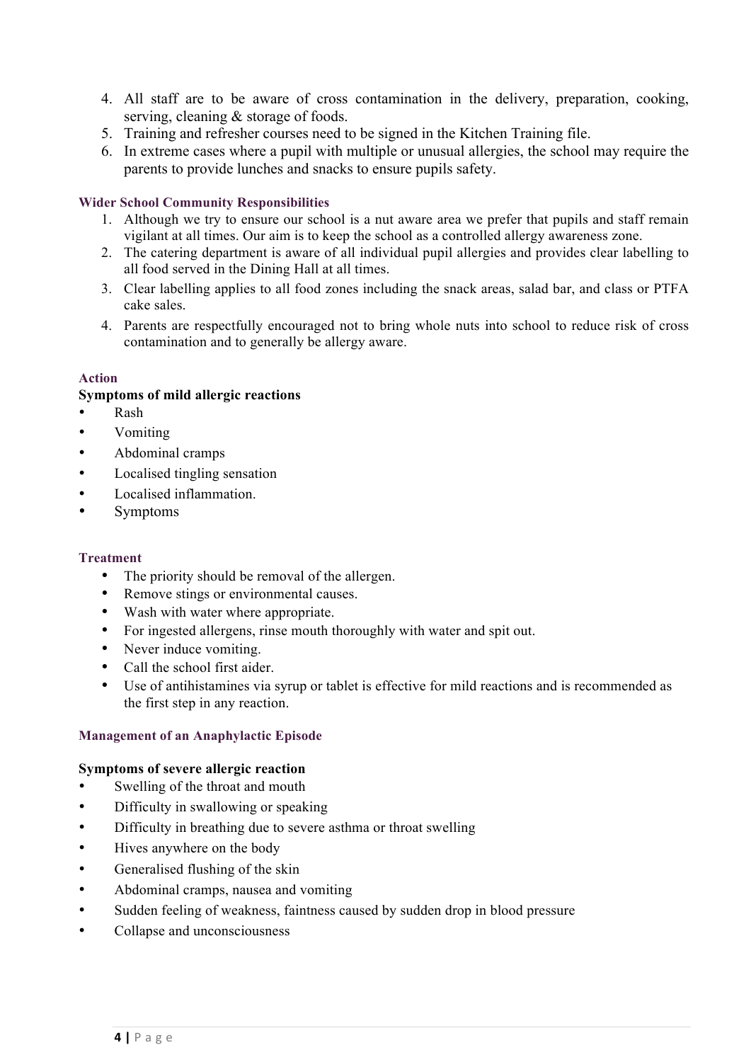4. All staff are to be aware of cross contamination in the delivery, preparation, cooking, serving, cleaning & storage of foods.
5. Training and refresher courses need to be signed in the Kitchen Training file.
6. In extreme cases where a pupil with multiple or unusual allergies, the school may require the parents to provide lunches and snacks to ensure pupils safety.

#### Wider School Community Responsibilities

1. Although we try to ensure our school is a nut aware area we prefer that pupils and staff remain vigilant at all times. Our aim is to keep the school as a controlled allergy awareness zone.
2. The catering department is aware of all individual pupil allergies and provides clear labelling to all food served in the Dining Hall at all times.
3. Clear labelling applies to all food zones including the snack areas, salad bar, and class or PTFA cake sales.
4. Parents are respectfully encouraged not to bring whole nuts into school to reduce risk of cross contamination and to generally be allergy aware.

#### Action

**Symptoms of mild allergic reactions**

- Rash
- Vomiting
- Abdominal cramps
- Localised tingling sensation
- Localised inflammation.
- Symptoms

#### Treatment

- The priority should be removal of the allergen.
- Remove stings or environmental causes.
- Wash with water where appropriate.
- For ingested allergens, rinse mouth thoroughly with water and spit out.
- Never induce vomiting.
- Call the school first aider.
- Use of antihistamines via syrup or tablet is effective for mild reactions and is recommended as the first step in any reaction.

#### Management of an Anaphylactic Episode

**Symptoms of severe allergic reaction**

- Swelling of the throat and mouth
- Difficulty in swallowing or speaking
- Difficulty in breathing due to severe asthma or throat swelling
- Hives anywhere on the body
- Generalised flushing of the skin
- Abdominal cramps, nausea and vomiting
- Sudden feeling of weakness, faintness caused by sudden drop in blood pressure
- Collapse and unconsciousness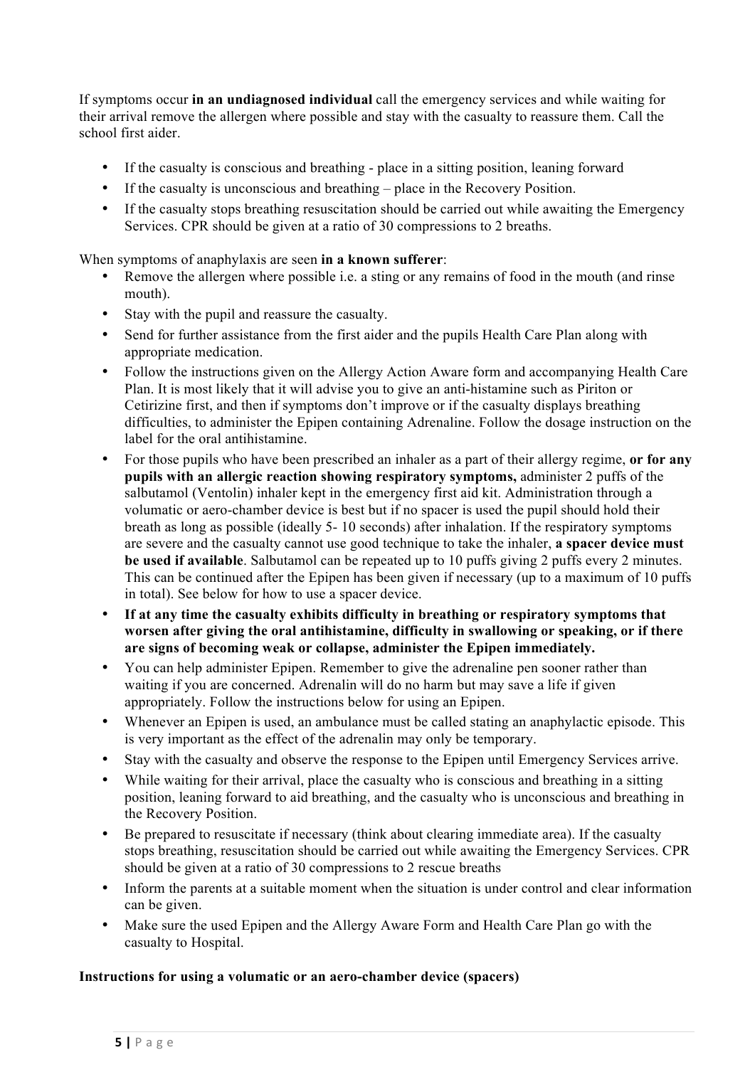If symptoms occur **in an undiagnosed individual** call the emergency services and while waiting for their arrival remove the allergen where possible and stay with the casualty to reassure them. Call the school first aider.

- If the casualty is conscious and breathing - place in a sitting position, leaning forward
- If the casualty is unconscious and breathing – place in the Recovery Position.
- If the casualty stops breathing resuscitation should be carried out while awaiting the Emergency Services. CPR should be given at a ratio of 30 compressions to 2 breaths.

When symptoms of anaphylaxis are seen **in a known sufferer**:

- Remove the allergen where possible i.e. a sting or any remains of food in the mouth (and rinse mouth).
- Stay with the pupil and reassure the casualty.
- Send for further assistance from the first aider and the pupils Health Care Plan along with appropriate medication.
- Follow the instructions given on the Allergy Action Aware form and accompanying Health Care Plan. It is most likely that it will advise you to give an anti-histamine such as Piriton or Cetirizine first, and then if symptoms don't improve or if the casualty displays breathing difficulties, to administer the Epipen containing Adrenaline. Follow the dosage instruction on the label for the oral antihistamine.
- For those pupils who have been prescribed an inhaler as a part of their allergy regime, **or for any pupils with an allergic reaction showing respiratory symptoms,** administer 2 puffs of the salbutamol (Ventolin) inhaler kept in the emergency first aid kit. Administration through a volumatic or aero-chamber device is best but if no spacer is used the pupil should hold their breath as long as possible (ideally 5- 10 seconds) after inhalation. If the respiratory symptoms are severe and the casualty cannot use good technique to take the inhaler, **a spacer device must be used if available**. Salbutamol can be repeated up to 10 puffs giving 2 puffs every 2 minutes. This can be continued after the Epipen has been given if necessary (up to a maximum of 10 puffs in total). See below for how to use a spacer device.
- **If at any time the casualty exhibits difficulty in breathing or respiratory symptoms that worsen after giving the oral antihistamine, difficulty in swallowing or speaking, or if there are signs of becoming weak or collapse, administer the Epipen immediately.**
- You can help administer Epipen. Remember to give the adrenaline pen sooner rather than waiting if you are concerned. Adrenalin will do no harm but may save a life if given appropriately. Follow the instructions below for using an Epipen.
- Whenever an Epipen is used, an ambulance must be called stating an anaphylactic episode. This is very important as the effect of the adrenalin may only be temporary.
- Stay with the casualty and observe the response to the Epipen until Emergency Services arrive.
- While waiting for their arrival, place the casualty who is conscious and breathing in a sitting position, leaning forward to aid breathing, and the casualty who is unconscious and breathing in the Recovery Position.
- Be prepared to resuscitate if necessary (think about clearing immediate area). If the casualty stops breathing, resuscitation should be carried out while awaiting the Emergency Services. CPR should be given at a ratio of 30 compressions to 2 rescue breaths
- Inform the parents at a suitable moment when the situation is under control and clear information can be given.
- Make sure the used Epipen and the Allergy Aware Form and Health Care Plan go with the casualty to Hospital.

**Instructions for using a volumatic or an aero-chamber device (spacers)**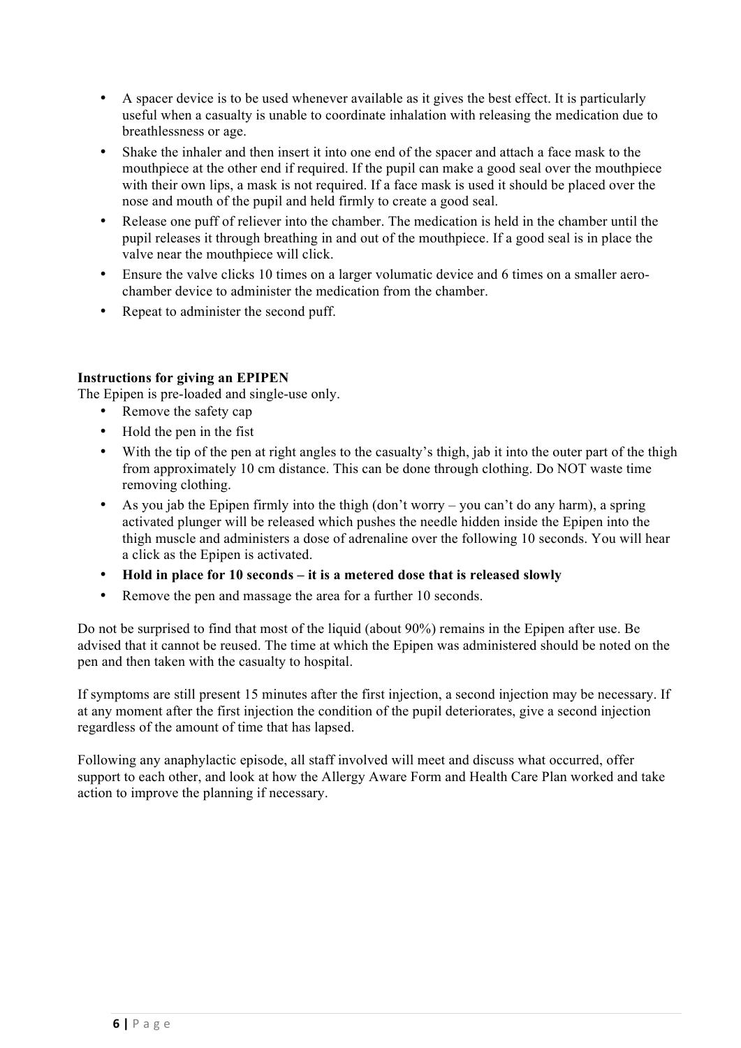- A spacer device is to be used whenever available as it gives the best effect. It is particularly useful when a casualty is unable to coordinate inhalation with releasing the medication due to breathlessness or age.
- Shake the inhaler and then insert it into one end of the spacer and attach a face mask to the mouthpiece at the other end if required. If the pupil can make a good seal over the mouthpiece with their own lips, a mask is not required. If a face mask is used it should be placed over the nose and mouth of the pupil and held firmly to create a good seal.
- Release one puff of reliever into the chamber. The medication is held in the chamber until the pupil releases it through breathing in and out of the mouthpiece. If a good seal is in place the valve near the mouthpiece will click.
- Ensure the valve clicks 10 times on a larger volumatic device and 6 times on a smaller aero-chamber device to administer the medication from the chamber.
- Repeat to administer the second puff.

**Instructions for giving an EPIPEN**

The Epipen is pre-loaded and single-use only.

- Remove the safety cap
- Hold the pen in the fist
- With the tip of the pen at right angles to the casualty's thigh, jab it into the outer part of the thigh from approximately 10 cm distance. This can be done through clothing. Do NOT waste time removing clothing.
- As you jab the Epipen firmly into the thigh (don't worry – you can't do any harm), a spring activated plunger will be released which pushes the needle hidden inside the Epipen into the thigh muscle and administers a dose of adrenaline over the following 10 seconds. You will hear a click as the Epipen is activated.
- **Hold in place for 10 seconds – it is a metered dose that is released slowly**
- Remove the pen and massage the area for a further 10 seconds.

Do not be surprised to find that most of the liquid (about 90%) remains in the Epipen after use. Be advised that it cannot be reused. The time at which the Epipen was administered should be noted on the pen and then taken with the casualty to hospital.

If symptoms are still present 15 minutes after the first injection, a second injection may be necessary. If at any moment after the first injection the condition of the pupil deteriorates, give a second injection regardless of the amount of time that has lapsed.

Following any anaphylactic episode, all staff involved will meet and discuss what occurred, offer support to each other, and look at how the Allergy Aware Form and Health Care Plan worked and take action to improve the planning if necessary.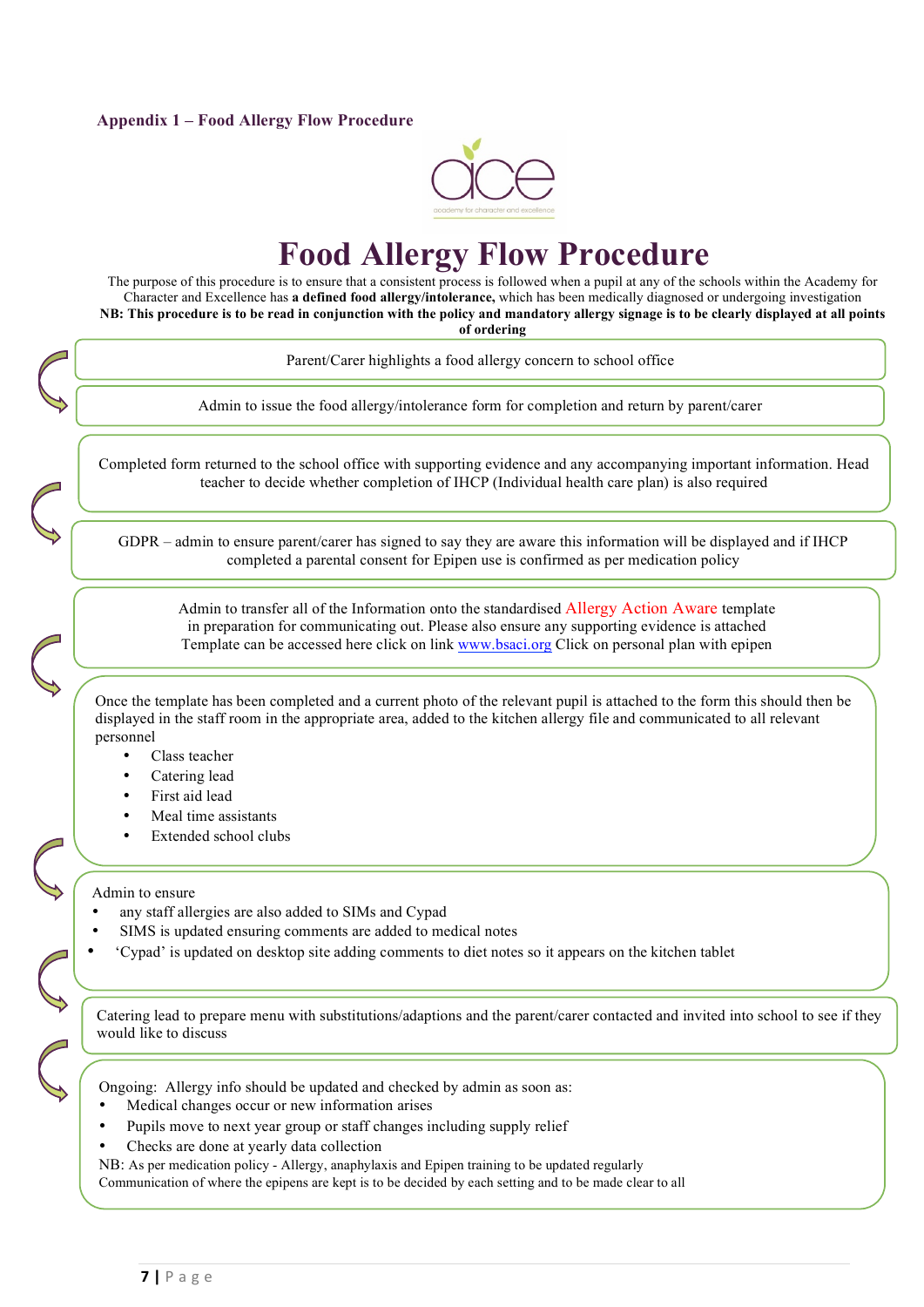**Appendix 1 – Food Allergy Flow Procedure**

# Food Allergy Flow Procedure

The purpose of this procedure is to ensure that a consistent process is followed when a pupil at any of the schools within the Academy for Character and Excellence has **a defined food allergy/intolerance,** which has been medically diagnosed or undergoing investigation

**NB: This procedure is to be read in conjunction with the policy and mandatory allergy signage is to be clearly displayed at all points of ordering**

Parent/Carer highlights a food allergy concern to school office

Admin to issue the food allergy/intolerance form for completion and return by parent/carer

Completed form returned to the school office with supporting evidence and any accompanying important information. Head teacher to decide whether completion of IHCP (Individual health care plan) is also required

GDPR – admin to ensure parent/carer has signed to say they are aware this information will be displayed and if IHCP completed a parental consent for Epipen use is confirmed as per medication policy

Admin to transfer all of the Information onto the standardised Allergy Action Aware template in preparation for communicating out. Please also ensure any supporting evidence is attached Template can be accessed here click on link www.bsaci.org Click on personal plan with epipen

Once the template has been completed and a current photo of the relevant pupil is attached to the form this should then be displayed in the staff room in the appropriate area, added to the kitchen allergy file and communicated to all relevant personnel

- Class teacher
- Catering lead
- First aid lead
- Meal time assistants
- Extended school clubs

Admin to ensure

- any staff allergies are also added to SIMs and Cypad
- SIMS is updated ensuring comments are added to medical notes
- 'Cypad' is updated on desktop site adding comments to diet notes so it appears on the kitchen tablet

Catering lead to prepare menu with substitutions/adaptions and the parent/carer contacted and invited into school to see if they would like to discuss

Ongoing: Allergy info should be updated and checked by admin as soon as:

- Medical changes occur or new information arises
- Pupils move to next year group or staff changes including supply relief
- Checks are done at yearly data collection

NB: As per medication policy - Allergy, anaphylaxis and Epipen training to be updated regularly
Communication of where the epipens are kept is to be decided by each setting and to be made clear to all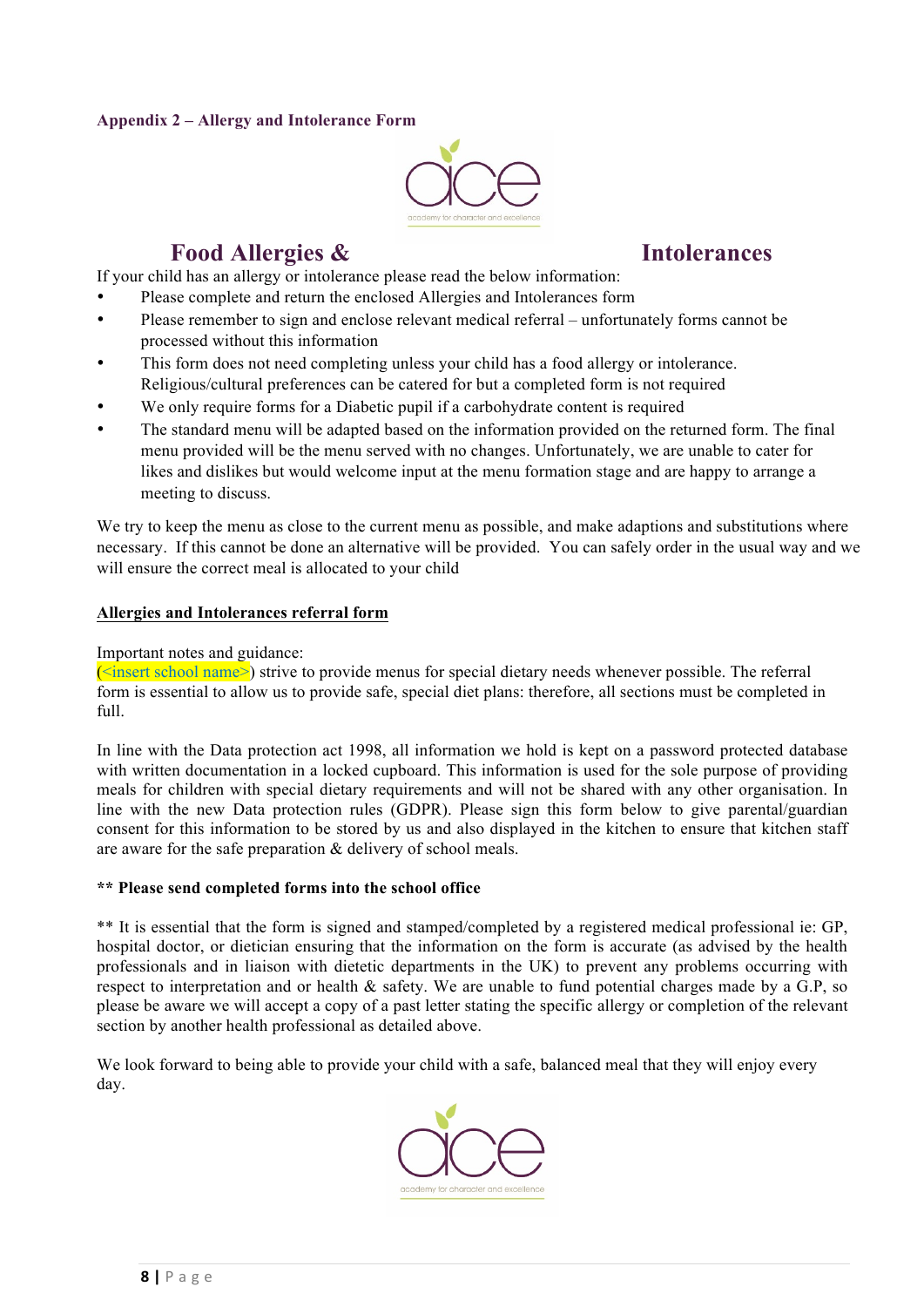**Appendix 2 – Allergy and Intolerance Form**

# Food Allergies & Intolerances

If your child has an allergy or intolerance please read the below information:

- Please complete and return the enclosed Allergies and Intolerances form
- Please remember to sign and enclose relevant medical referral – unfortunately forms cannot be processed without this information
- This form does not need completing unless your child has a food allergy or intolerance. Religious/cultural preferences can be catered for but a completed form is not required
- We only require forms for a Diabetic pupil if a carbohydrate content is required
- The standard menu will be adapted based on the information provided on the returned form. The final menu provided will be the menu served with no changes. Unfortunately, we are unable to cater for likes and dislikes but would welcome input at the menu formation stage and are happy to arrange a meeting to discuss.

We try to keep the menu as close to the current menu as possible, and make adaptions and substitutions where necessary. If this cannot be done an alternative will be provided. You can safely order in the usual way and we will ensure the correct meal is allocated to your child

**Allergies and Intolerances referral form**

Important notes and guidance:
(<insert school name>) strive to provide menus for special dietary needs whenever possible. The referral form is essential to allow us to provide safe, special diet plans: therefore, all sections must be completed in full.

In line with the Data protection act 1998, all information we hold is kept on a password protected database with written documentation in a locked cupboard. This information is used for the sole purpose of providing meals for children with special dietary requirements and will not be shared with any other organisation. In line with the new Data protection rules (GDPR). Please sign this form below to give parental/guardian consent for this information to be stored by us and also displayed in the kitchen to ensure that kitchen staff are aware for the safe preparation & delivery of school meals.

**\*\* Please send completed forms into the school office**

** It is essential that the form is signed and stamped/completed by a registered medical professional ie: GP, hospital doctor, or dietician ensuring that the information on the form is accurate (as advised by the health professionals and in liaison with dietetic departments in the UK) to prevent any problems occurring with respect to interpretation and or health & safety. We are unable to fund potential charges made by a G.P, so please be aware we will accept a copy of a past letter stating the specific allergy or completion of the relevant section by another health professional as detailed above.

We look forward to being able to provide your child with a safe, balanced meal that they will enjoy every day.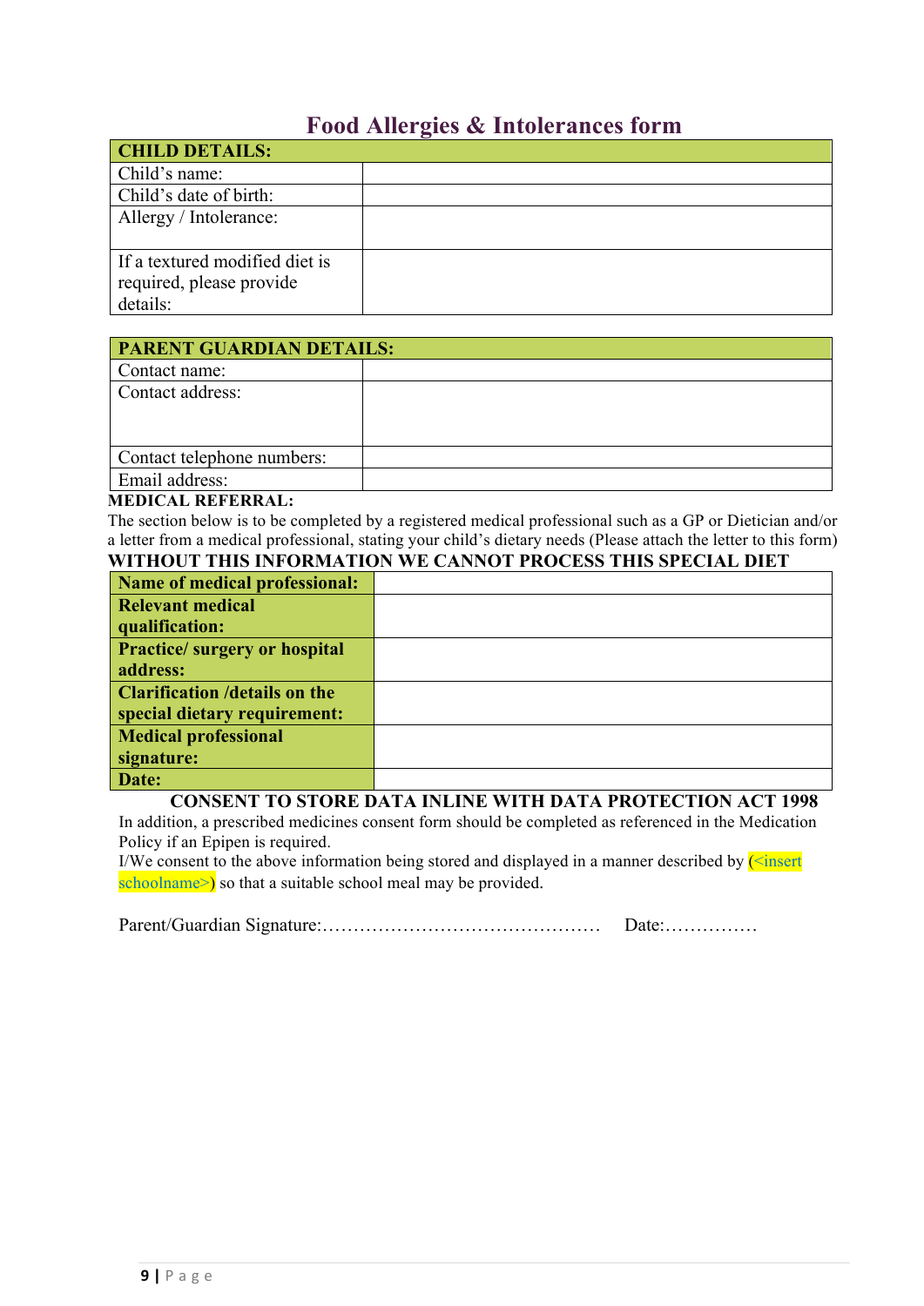# Food Allergies & Intolerances form

| **CHILD DETAILS:** | |
|---|---|
| Child's name: | |
| Child's date of birth: | |
| Allergy / Intolerance: | |
| If a textured modified diet is required, please provide details: | |

| **PARENT GUARDIAN DETAILS:** | |
|---|---|
| Contact name: | |
| Contact address: | |
| Contact telephone numbers: | |
| Email address: | |

**MEDICAL REFERRAL:**

The section below is to be completed by a registered medical professional such as a GP or Dietician and/or a letter from a medical professional, stating your child's dietary needs (Please attach the letter to this form)

**WITHOUT THIS INFORMATION WE CANNOT PROCESS THIS SPECIAL DIET**

| | |
|---|---|
| **Name of medical professional:** | |
| **Relevant medical qualification:** | |
| **Practice/ surgery or hospital address:** | |
| **Clarification /details on the special dietary requirement:** | |
| **Medical professional signature:** | |
| **Date:** | |

**CONSENT TO STORE DATA INLINE WITH DATA PROTECTION ACT 1998**

In addition, a prescribed medicines consent form should be completed as referenced in the Medication Policy if an Epipen is required.

I/We consent to the above information being stored and displayed in a manner described by (<insert schoolname>) so that a suitable school meal may be provided.

Parent/Guardian Signature:……………………………………… Date:……………